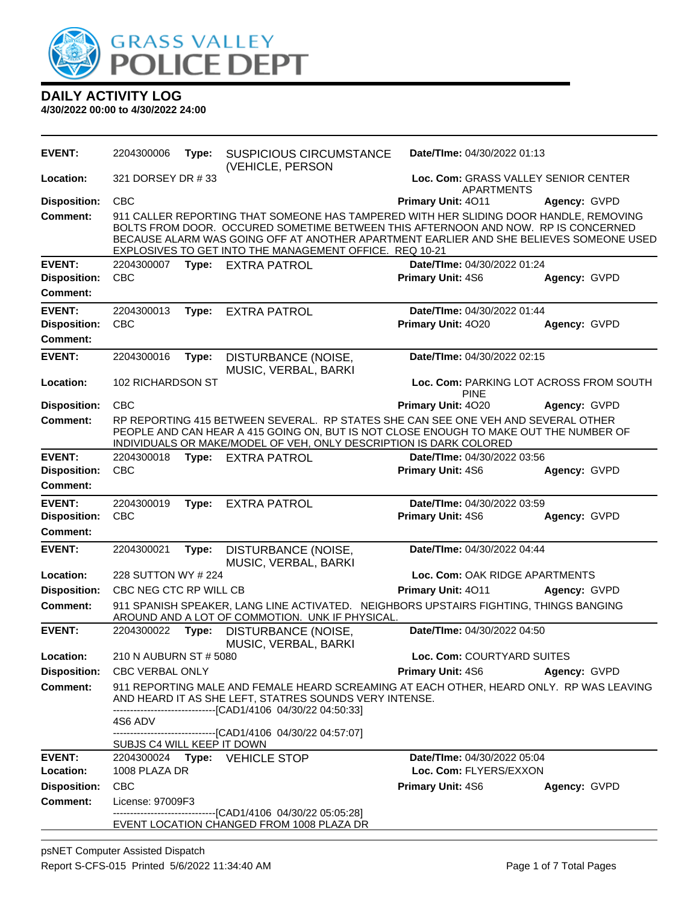# DAILY ACTIVITY LOG

**4/30/2022 00:00 to 4/30/2022 24:00**

**EVENT:** 2204300006 **Type:** SUSPICIOUS CIRCUMSTANCE (VEHICLE, PERSON **Date/TIme:** 04/30/2022 01:13
**Location:** 321 DORSEY DR # 33 **Loc. Com:** GRASS VALLEY SENIOR CENTER APARTMENTS
**Disposition:** CBC **Primary Unit:** 4O11 **Agency:** GVPD
**Comment:** 911 CALLER REPORTING THAT SOMEONE HAS TAMPERED WITH HER SLIDING DOOR HANDLE, REMOVING BOLTS FROM DOOR. OCCURED SOMETIME BETWEEN THIS AFTERNOON AND NOW. RP IS CONCERNED BECAUSE ALARM WAS GOING OFF AT ANOTHER APARTMENT EARLIER AND SHE BELIEVES SOMEONE USED EXPLOSIVES TO GET INTO THE MANAGEMENT OFFICE. REQ 10-21

---

**EVENT:** 2204300007 **Type:** EXTRA PATROL **Date/TIme:** 04/30/2022 01:24
**Disposition:** CBC **Primary Unit:** 4S6 **Agency:** GVPD
**Comment:**

---

**EVENT:** 2204300013 **Type:** EXTRA PATROL **Date/TIme:** 04/30/2022 01:44
**Disposition:** CBC **Primary Unit:** 4O20 **Agency:** GVPD
**Comment:**

---

**EVENT:** 2204300016 **Type:** DISTURBANCE (NOISE, MUSIC, VERBAL, BARKI **Date/TIme:** 04/30/2022 02:15
**Location:** 102 RICHARDSON ST **Loc. Com:** PARKING LOT ACROSS FROM SOUTH PINE
**Disposition:** CBC **Primary Unit:** 4O20 **Agency:** GVPD
**Comment:** RP REPORTING 415 BETWEEN SEVERAL. RP STATES SHE CAN SEE ONE VEH AND SEVERAL OTHER PEOPLE AND CAN HEAR A 415 GOING ON, BUT IS NOT CLOSE ENOUGH TO MAKE OUT THE NUMBER OF INDIVIDUALS OR MAKE/MODEL OF VEH, ONLY DESCRIPTION IS DARK COLORED

---

**EVENT:** 2204300018 **Type:** EXTRA PATROL **Date/TIme:** 04/30/2022 03:56
**Disposition:** CBC **Primary Unit:** 4S6 **Agency:** GVPD
**Comment:**

---

**EVENT:** 2204300019 **Type:** EXTRA PATROL **Date/TIme:** 04/30/2022 03:59
**Disposition:** CBC **Primary Unit:** 4S6 **Agency:** GVPD
**Comment:**

---

**EVENT:** 2204300021 **Type:** DISTURBANCE (NOISE, MUSIC, VERBAL, BARKI **Date/TIme:** 04/30/2022 04:44
**Location:** 228 SUTTON WY # 224 **Loc. Com:** OAK RIDGE APARTMENTS
**Disposition:** CBC NEG CTC RP WILL CB **Primary Unit:** 4O11 **Agency:** GVPD
**Comment:** 911 SPANISH SPEAKER, LANG LINE ACTIVATED. NEIGHBORS UPSTAIRS FIGHTING, THINGS BANGING AROUND AND A LOT OF COMMOTION. UNK IF PHYSICAL.

---

**EVENT:** 2204300022 **Type:** DISTURBANCE (NOISE, MUSIC, VERBAL, BARKI **Date/TIme:** 04/30/2022 04:50
**Location:** 210 N AUBURN ST # 5080 **Loc. Com:** COURTYARD SUITES
**Disposition:** CBC VERBAL ONLY **Primary Unit:** 4S6 **Agency:** GVPD
**Comment:** 911 REPORTING MALE AND FEMALE HEARD SCREAMING AT EACH OTHER, HEARD ONLY. RP WAS LEAVING AND HEARD IT AS SHE LEFT, STATRES SOUNDS VERY INTENSE.
------------------------------[CAD1/4106 04/30/22 04:50:33]
4S6 ADV
------------------------------[CAD1/4106 04/30/22 04:57:07]
SUBJS C4 WILL KEEP IT DOWN

---

**EVENT:** 2204300024 **Type:** VEHICLE STOP **Date/TIme:** 04/30/2022 05:04
**Location:** 1008 PLAZA DR **Loc. Com:** FLYERS/EXXON
**Disposition:** CBC **Primary Unit:** 4S6 **Agency:** GVPD
**Comment:** License: 97009F3
------------------------------[CAD1/4106 04/30/22 05:05:28]
EVENT LOCATION CHANGED FROM 1008 PLAZA DR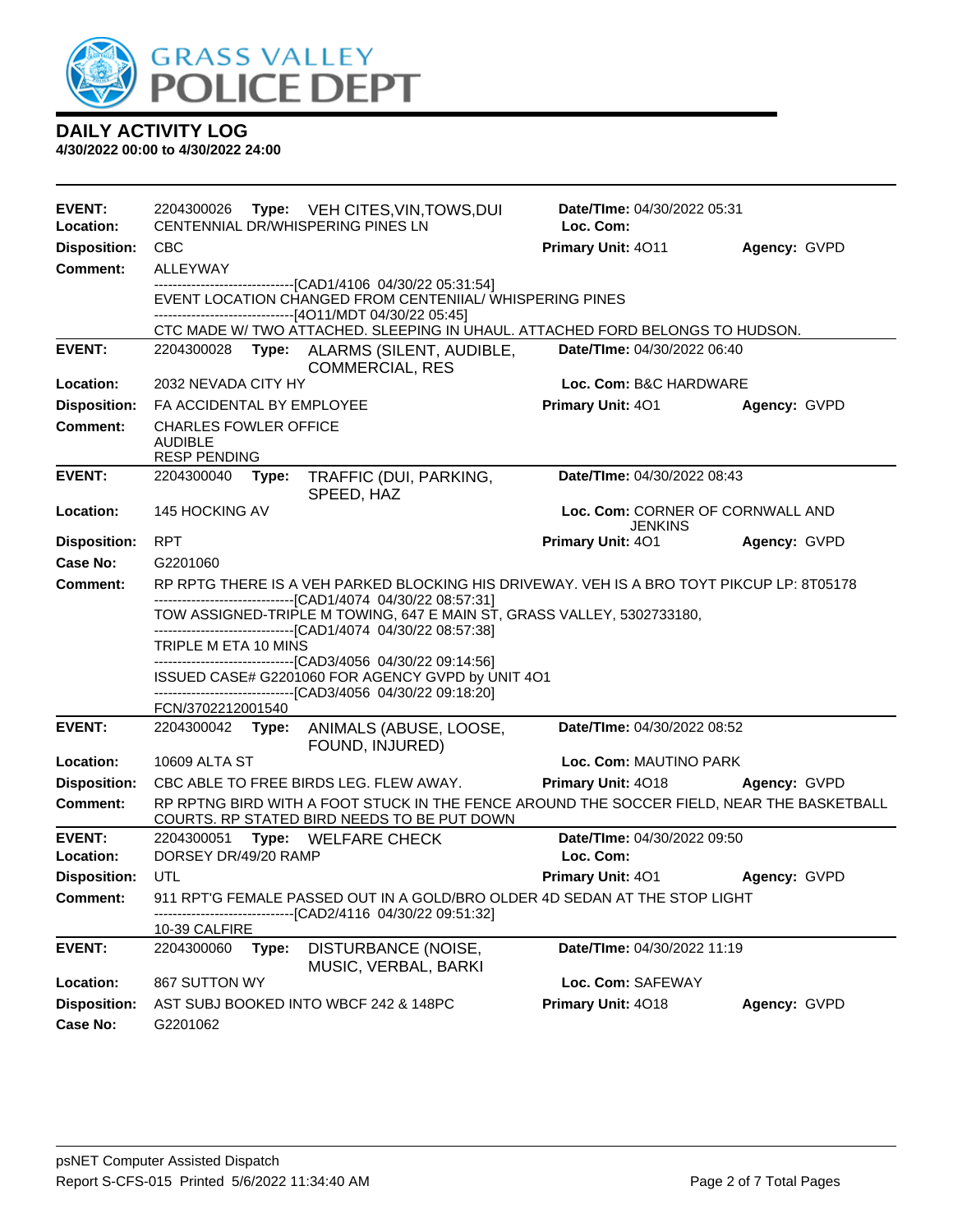# GRASS VALLEY POLICE DEPT

## DAILY ACTIVITY LOG

**4/30/2022 00:00 to 4/30/2022 24:00**

---

**EVENT:** 2204300026 **Type:** VEH CITES,VIN,TOWS,DUI **Date/TIme:** 04/30/2022 05:31
**Location:** CENTENNIAL DR/WHISPERING PINES LN **Loc. Com:**
**Disposition:** CBC **Primary Unit:** 4O11 **Agency:** GVPD
**Comment:** ALLEYWAY

------------------------------[CAD1/4106 04/30/22 05:31:54]
EVENT LOCATION CHANGED FROM CENTENIIAL/ WHISPERING PINES
------------------------------[4O11/MDT 04/30/22 05:45]
CTC MADE W/ TWO ATTACHED. SLEEPING IN UHAUL. ATTACHED FORD BELONGS TO HUDSON.

---

**EVENT:** 2204300028 **Type:** ALARMS (SILENT, AUDIBLE, COMMERCIAL, RES **Date/TIme:** 04/30/2022 06:40
**Location:** 2032 NEVADA CITY HY **Loc. Com:** B&C HARDWARE
**Disposition:** FA ACCIDENTAL BY EMPLOYEE **Primary Unit:** 4O1 **Agency:** GVPD
**Comment:** CHARLES FOWLER OFFICE
AUDIBLE
RESP PENDING

---

**EVENT:** 2204300040 **Type:** TRAFFIC (DUI, PARKING, SPEED, HAZ **Date/TIme:** 04/30/2022 08:43
**Location:** 145 HOCKING AV **Loc. Com:** CORNER OF CORNWALL AND JENKINS
**Disposition:** RPT **Primary Unit:** 4O1 **Agency:** GVPD
**Case No:** G2201060
**Comment:** RP RPTG THERE IS A VEH PARKED BLOCKING HIS DRIVEWAY. VEH IS A BRO TOYT PIKCUP LP: 8T05178

------------------------------[CAD1/4074 04/30/22 08:57:31]
TOW ASSIGNED-TRIPLE M TOWING, 647 E MAIN ST, GRASS VALLEY, 5302733180,
------------------------------[CAD1/4074 04/30/22 08:57:38]
TRIPLE M ETA 10 MINS
------------------------------[CAD3/4056 04/30/22 09:14:56]
ISSUED CASE# G2201060 FOR AGENCY GVPD by UNIT 4O1
------------------------------[CAD3/4056 04/30/22 09:18:20]
FCN/3702212001540

---

**EVENT:** 2204300042 **Type:** ANIMALS (ABUSE, LOOSE, FOUND, INJURED) **Date/TIme:** 04/30/2022 08:52
**Location:** 10609 ALTA ST **Loc. Com:** MAUTINO PARK
**Disposition:** CBC ABLE TO FREE BIRDS LEG. FLEW AWAY. **Primary Unit:** 4O18 **Agency:** GVPD
**Comment:** RP RPTNG BIRD WITH A FOOT STUCK IN THE FENCE AROUND THE SOCCER FIELD, NEAR THE BASKETBALL COURTS. RP STATED BIRD NEEDS TO BE PUT DOWN

---

**EVENT:** 2204300051 **Type:** WELFARE CHECK **Date/TIme:** 04/30/2022 09:50
**Location:** DORSEY DR/49/20 RAMP **Loc. Com:**
**Disposition:** UTL **Primary Unit:** 4O1 **Agency:** GVPD
**Comment:** 911 RPT'G FEMALE PASSED OUT IN A GOLD/BRO OLDER 4D SEDAN AT THE STOP LIGHT

------------------------------[CAD2/4116 04/30/22 09:51:32]
10-39 CALFIRE

---

**EVENT:** 2204300060 **Type:** DISTURBANCE (NOISE, MUSIC, VERBAL, BARKI **Date/TIme:** 04/30/2022 11:19
**Location:** 867 SUTTON WY **Loc. Com:** SAFEWAY
**Disposition:** AST SUBJ BOOKED INTO WBCF 242 & 148PC **Primary Unit:** 4O18 **Agency:** GVPD
**Case No:** G2201062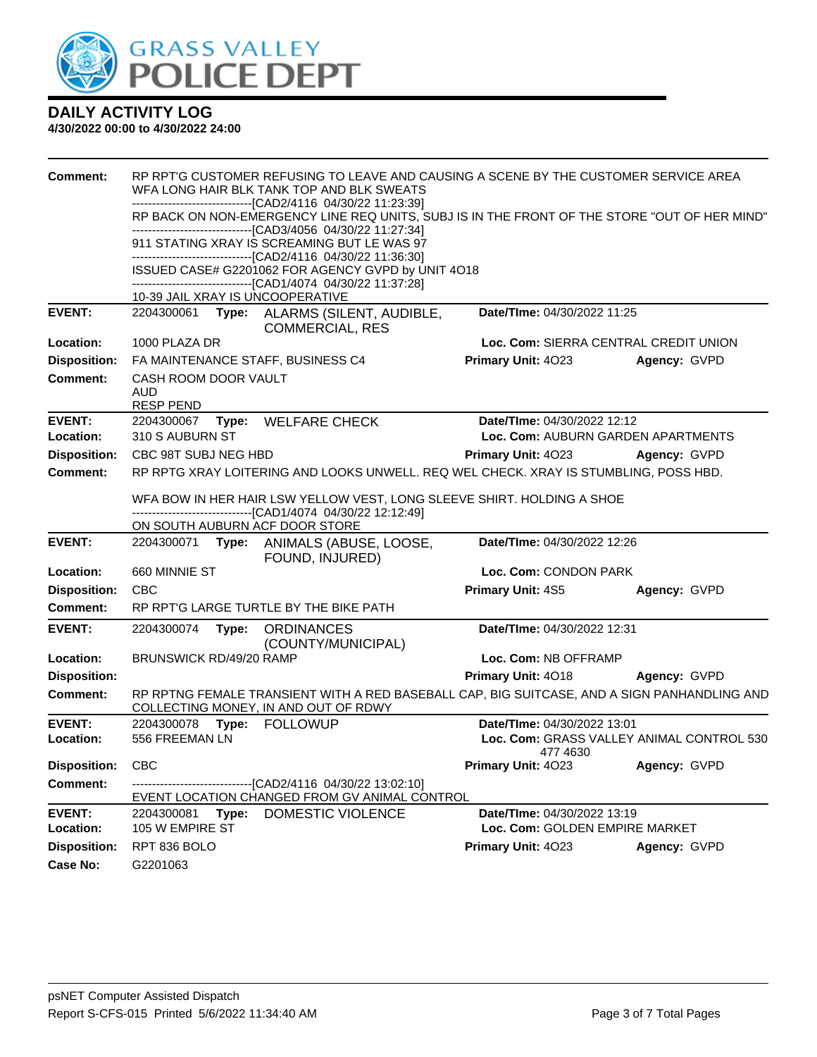## DAILY ACTIVITY LOG
**4/30/2022 00:00 to 4/30/2022 24:00**

**Comment:** RP RPT'G CUSTOMER REFUSING TO LEAVE AND CAUSING A SCENE BY THE CUSTOMER SERVICE AREA WFA LONG HAIR BLK TANK TOP AND BLK SWEATS
------------------------------[CAD2/4116 04/30/22 11:23:39]
RP BACK ON NON-EMERGENCY LINE REQ UNITS, SUBJ IS IN THE FRONT OF THE STORE "OUT OF HER MIND"
------------------------------[CAD3/4056 04/30/22 11:27:34]
911 STATING XRAY IS SCREAMING BUT LE WAS 97
------------------------------[CAD2/4116 04/30/22 11:36:30]
ISSUED CASE# G2201062 FOR AGENCY GVPD by UNIT 4O18
------------------------------[CAD1/4074 04/30/22 11:37:28]
10-39 JAIL XRAY IS UNCOOPERATIVE

---

**EVENT:** 2204300061 **Type:** ALARMS (SILENT, AUDIBLE, COMMERCIAL, RES **Date/TIme:** 04/30/2022 11:25
**Location:** 1000 PLAZA DR **Loc. Com:** SIERRA CENTRAL CREDIT UNION
**Disposition:** FA MAINTENANCE STAFF, BUSINESS C4 **Primary Unit:** 4O23 **Agency:** GVPD
**Comment:** CASH ROOM DOOR VAULT
AUD
RESP PEND

---

**EVENT:** 2204300067 **Type:** WELFARE CHECK **Date/TIme:** 04/30/2022 12:12
**Location:** 310 S AUBURN ST **Loc. Com:** AUBURN GARDEN APARTMENTS
**Disposition:** CBC 98T SUBJ NEG HBD **Primary Unit:** 4O23 **Agency:** GVPD
**Comment:** RP RPTG XRAY LOITERING AND LOOKS UNWELL. REQ WEL CHECK. XRAY IS STUMBLING, POSS HBD.

WFA BOW IN HER HAIR LSW YELLOW VEST, LONG SLEEVE SHIRT. HOLDING A SHOE
------------------------------[CAD1/4074 04/30/22 12:12:49]
ON SOUTH AUBURN ACF DOOR STORE

---

**EVENT:** 2204300071 **Type:** ANIMALS (ABUSE, LOOSE, FOUND, INJURED) **Date/TIme:** 04/30/2022 12:26
**Location:** 660 MINNIE ST **Loc. Com:** CONDON PARK
**Disposition:** CBC **Primary Unit:** 4S5 **Agency:** GVPD
**Comment:** RP RPT'G LARGE TURTLE BY THE BIKE PATH

---

**EVENT:** 2204300074 **Type:** ORDINANCES (COUNTY/MUNICIPAL) **Date/TIme:** 04/30/2022 12:31
**Location:** BRUNSWICK RD/49/20 RAMP **Loc. Com:** NB OFFRAMP
**Disposition:** **Primary Unit:** 4O18 **Agency:** GVPD
**Comment:** RP RPTNG FEMALE TRANSIENT WITH A RED BASEBALL CAP, BIG SUITCASE, AND A SIGN PANHANDLING AND COLLECTING MONEY, IN AND OUT OF RDWY

---

**EVENT:** 2204300078 **Type:** FOLLOWUP **Date/TIme:** 04/30/2022 13:01
**Location:** 556 FREEMAN LN **Loc. Com:** GRASS VALLEY ANIMAL CONTROL 530 477 4630
**Disposition:** CBC **Primary Unit:** 4O23 **Agency:** GVPD
**Comment:** ------------------------------[CAD2/4116 04/30/22 13:02:10]
EVENT LOCATION CHANGED FROM GV ANIMAL CONTROL

---

**EVENT:** 2204300081 **Type:** DOMESTIC VIOLENCE **Date/TIme:** 04/30/2022 13:19
**Location:** 105 W EMPIRE ST **Loc. Com:** GOLDEN EMPIRE MARKET
**Disposition:** RPT 836 BOLO **Primary Unit:** 4O23 **Agency:** GVPD
**Case No:** G2201063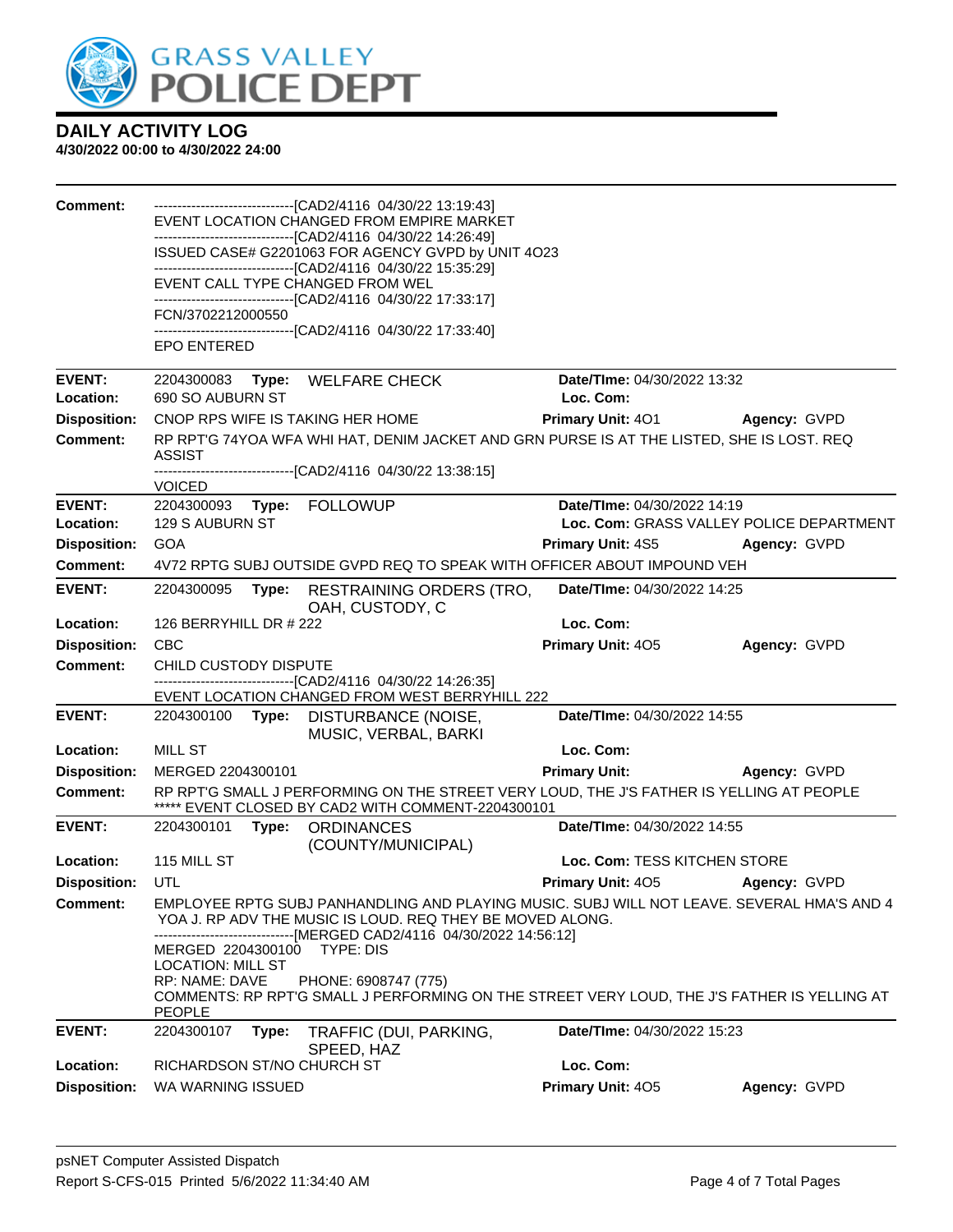# DAILY ACTIVITY LOG

**4/30/2022 00:00 to 4/30/2022 24:00**

**Comment:**
------------------------------[CAD2/4116 04/30/22 13:19:43]
EVENT LOCATION CHANGED FROM EMPIRE MARKET
------------------------------[CAD2/4116 04/30/22 14:26:49]
ISSUED CASE# G2201063 FOR AGENCY GVPD by UNIT 4O23
------------------------------[CAD2/4116 04/30/22 15:35:29]
EVENT CALL TYPE CHANGED FROM WEL
------------------------------[CAD2/4116 04/30/22 17:33:17]
FCN/3702212000550
------------------------------[CAD2/4116 04/30/22 17:33:40]
EPO ENTERED

---

**EVENT:** 2204300083 **Type:** WELFARE CHECK **Date/TIme:** 04/30/2022 13:32
**Location:** 690 SO AUBURN ST **Loc. Com:**
**Disposition:** CNOP RPS WIFE IS TAKING HER HOME **Primary Unit:** 4O1 **Agency:** GVPD
**Comment:** RP RPT'G 74YOA WFA WHI HAT, DENIM JACKET AND GRN PURSE IS AT THE LISTED, SHE IS LOST. REQ ASSIST
------------------------------[CAD2/4116 04/30/22 13:38:15]
VOICED

---

**EVENT:** 2204300093 **Type:** FOLLOWUP **Date/TIme:** 04/30/2022 14:19
**Location:** 129 S AUBURN ST **Loc. Com:** GRASS VALLEY POLICE DEPARTMENT
**Disposition:** GOA **Primary Unit:** 4S5 **Agency:** GVPD
**Comment:** 4V72 RPTG SUBJ OUTSIDE GVPD REQ TO SPEAK WITH OFFICER ABOUT IMPOUND VEH

---

**EVENT:** 2204300095 **Type:** RESTRAINING ORDERS (TRO, OAH, CUSTODY, C **Date/TIme:** 04/30/2022 14:25
**Location:** 126 BERRYHILL DR # 222 **Loc. Com:**
**Disposition:** CBC **Primary Unit:** 4O5 **Agency:** GVPD
**Comment:** CHILD CUSTODY DISPUTE
------------------------------[CAD2/4116 04/30/22 14:26:35]
EVENT LOCATION CHANGED FROM WEST BERRYHILL 222

---

**EVENT:** 2204300100 **Type:** DISTURBANCE (NOISE, MUSIC, VERBAL, BARKI **Date/TIme:** 04/30/2022 14:55
**Location:** MILL ST **Loc. Com:**
**Disposition:** MERGED 2204300101 **Primary Unit:** **Agency:** GVPD
**Comment:** RP RPT'G SMALL J PERFORMING ON THE STREET VERY LOUD, THE J'S FATHER IS YELLING AT PEOPLE
***** EVENT CLOSED BY CAD2 WITH COMMENT-2204300101

---

**EVENT:** 2204300101 **Type:** ORDINANCES (COUNTY/MUNICIPAL) **Date/TIme:** 04/30/2022 14:55
**Location:** 115 MILL ST **Loc. Com:** TESS KITCHEN STORE
**Disposition:** UTL **Primary Unit:** 4O5 **Agency:** GVPD
**Comment:** EMPLOYEE RPTG SUBJ PANHANDLING AND PLAYING MUSIC. SUBJ WILL NOT LEAVE. SEVERAL HMA'S AND 4 YOA J. RP ADV THE MUSIC IS LOUD. REQ THEY BE MOVED ALONG.
------------------------------[MERGED CAD2/4116 04/30/2022 14:56:12]
MERGED 2204300100 TYPE: DIS
LOCATION: MILL ST
RP: NAME: DAVE PHONE: 6908747 (775)
COMMENTS: RP RPT'G SMALL J PERFORMING ON THE STREET VERY LOUD, THE J'S FATHER IS YELLING AT PEOPLE

---

**EVENT:** 2204300107 **Type:** TRAFFIC (DUI, PARKING, SPEED, HAZ **Date/TIme:** 04/30/2022 15:23
**Location:** RICHARDSON ST/NO CHURCH ST **Loc. Com:**
**Disposition:** WA WARNING ISSUED **Primary Unit:** 4O5 **Agency:** GVPD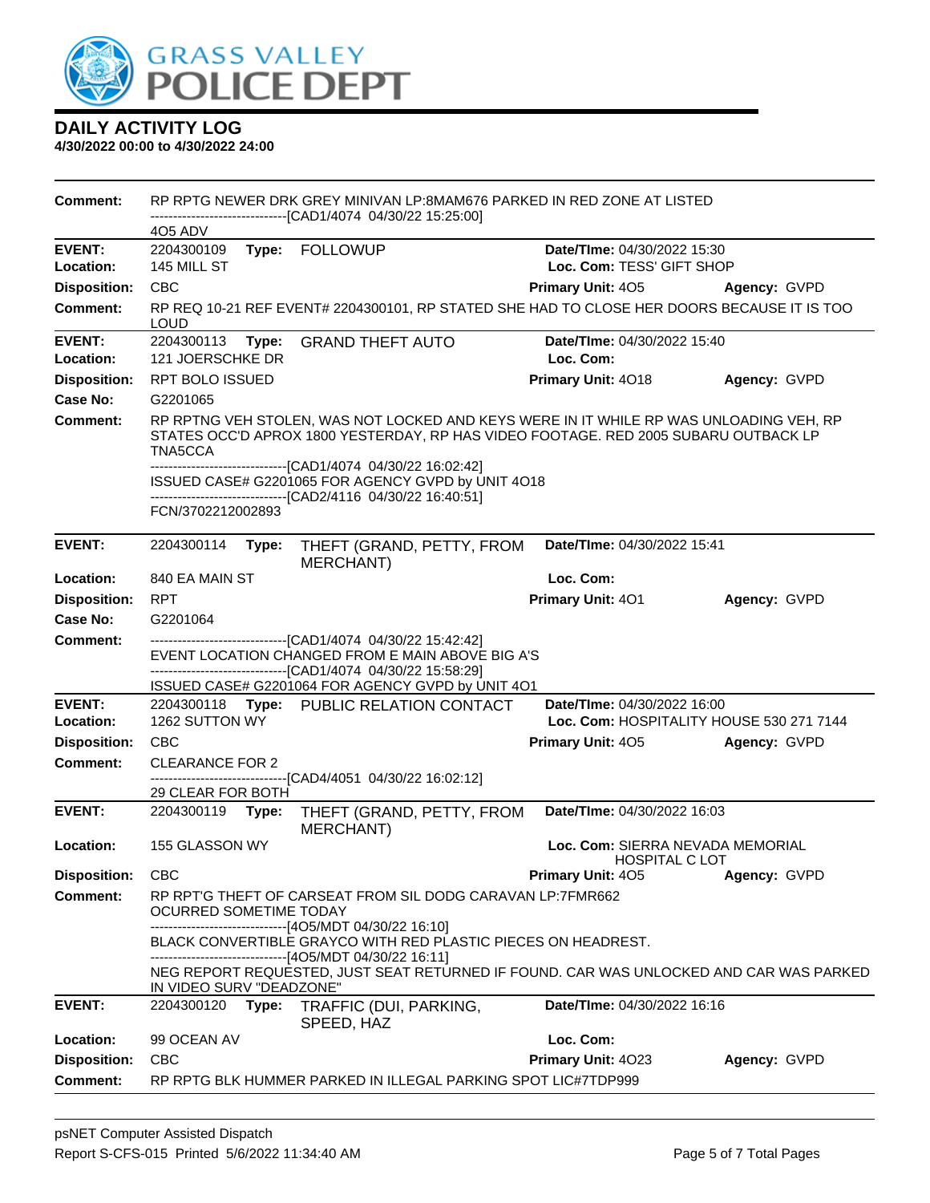# DAILY ACTIVITY LOG

**4/30/2022 00:00 to 4/30/2022 24:00**

**Comment:** RP RPTG NEWER DRK GREY MINIVAN LP:8MAM676 PARKED IN RED ZONE AT LISTED
------------------------------[CAD1/4074 04/30/22 15:25:00]
4O5 ADV

---

**EVENT:** 2204300109 **Type:** FOLLOWUP **Date/TIme:** 04/30/2022 15:30
**Location:** 145 MILL ST **Loc. Com:** TESS' GIFT SHOP
**Disposition:** CBC **Primary Unit:** 4O5 **Agency:** GVPD
**Comment:** RP REQ 10-21 REF EVENT# 2204300101, RP STATED SHE HAD TO CLOSE HER DOORS BECAUSE IT IS TOO LOUD

---

**EVENT:** 2204300113 **Type:** GRAND THEFT AUTO **Date/TIme:** 04/30/2022 15:40
**Location:** 121 JOERSCHKE DR **Loc. Com:**
**Disposition:** RPT BOLO ISSUED **Primary Unit:** 4O18 **Agency:** GVPD
**Case No:** G2201065
**Comment:** RP RPTNG VEH STOLEN, WAS NOT LOCKED AND KEYS WERE IN IT WHILE RP WAS UNLOADING VEH, RP STATES OCC'D APROX 1800 YESTERDAY, RP HAS VIDEO FOOTAGE. RED 2005 SUBARU OUTBACK LP TNA5CCA
------------------------------[CAD1/4074 04/30/22 16:02:42]
ISSUED CASE# G2201065 FOR AGENCY GVPD by UNIT 4O18
------------------------------[CAD2/4116 04/30/22 16:40:51]
FCN/3702212002893

---

**EVENT:** 2204300114 **Type:** THEFT (GRAND, PETTY, FROM MERCHANT) **Date/TIme:** 04/30/2022 15:41
**Location:** 840 EA MAIN ST **Loc. Com:**
**Disposition:** RPT **Primary Unit:** 4O1 **Agency:** GVPD
**Case No:** G2201064
**Comment:** ------------------------------[CAD1/4074 04/30/22 15:42:42]
EVENT LOCATION CHANGED FROM E MAIN ABOVE BIG A'S
------------------------------[CAD1/4074 04/30/22 15:58:29]
ISSUED CASE# G2201064 FOR AGENCY GVPD by UNIT 4O1

---

**EVENT:** 2204300118 **Type:** PUBLIC RELATION CONTACT **Date/TIme:** 04/30/2022 16:00
**Location:** 1262 SUTTON WY **Loc. Com:** HOSPITALITY HOUSE 530 271 7144
**Disposition:** CBC **Primary Unit:** 4O5 **Agency:** GVPD
**Comment:** CLEARANCE FOR 2
------------------------------[CAD4/4051 04/30/22 16:02:12]
29 CLEAR FOR BOTH

---

**EVENT:** 2204300119 **Type:** THEFT (GRAND, PETTY, FROM MERCHANT) **Date/TIme:** 04/30/2022 16:03
**Location:** 155 GLASSON WY **Loc. Com:** SIERRA NEVADA MEMORIAL HOSPITAL C LOT
**Disposition:** CBC **Primary Unit:** 4O5 **Agency:** GVPD
**Comment:** RP RPT'G THEFT OF CARSEAT FROM SIL DODG CARAVAN LP:7FMR662 OCURRED SOMETIME TODAY
------------------------------[4O5/MDT 04/30/22 16:10]
BLACK CONVERTIBLE GRAYCO WITH RED PLASTIC PIECES ON HEADREST.
------------------------------[4O5/MDT 04/30/22 16:11]
NEG REPORT REQUESTED, JUST SEAT RETURNED IF FOUND. CAR WAS UNLOCKED AND CAR WAS PARKED IN VIDEO SURV "DEADZONE"

---

**EVENT:** 2204300120 **Type:** TRAFFIC (DUI, PARKING, SPEED, HAZ **Date/TIme:** 04/30/2022 16:16
**Location:** 99 OCEAN AV **Loc. Com:**
**Disposition:** CBC **Primary Unit:** 4O23 **Agency:** GVPD
**Comment:** RP RPTG BLK HUMMER PARKED IN ILLEGAL PARKING SPOT LIC#7TDP999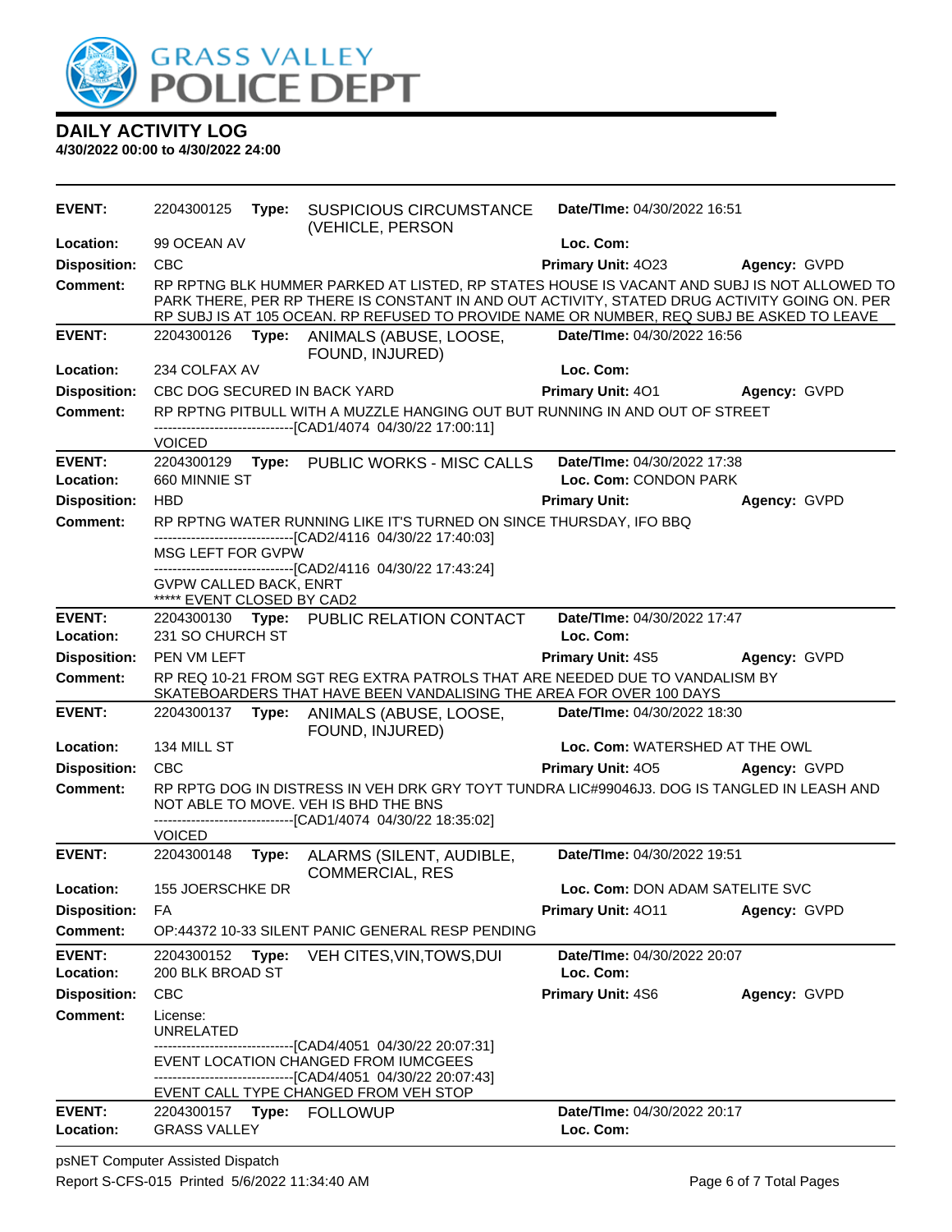# GRASS VALLEY POLICE DEPT

## DAILY ACTIVITY LOG

**4/30/2022 00:00 to 4/30/2022 24:00**

---

**EVENT:** 2204300125 **Type:** SUSPICIOUS CIRCUMSTANCE (VEHICLE, PERSON **Date/TIme:** 04/30/2022 16:51
**Location:** 99 OCEAN AV **Loc. Com:**
**Disposition:** CBC **Primary Unit:** 4O23 **Agency:** GVPD
**Comment:** RP RPTNG BLK HUMMER PARKED AT LISTED, RP STATES HOUSE IS VACANT AND SUBJ IS NOT ALLOWED TO PARK THERE, PER RP THERE IS CONSTANT IN AND OUT ACTIVITY, STATED DRUG ACTIVITY GOING ON. PER RP SUBJ IS AT 105 OCEAN. RP REFUSED TO PROVIDE NAME OR NUMBER, REQ SUBJ BE ASKED TO LEAVE

---

**EVENT:** 2204300126 **Type:** ANIMALS (ABUSE, LOOSE, FOUND, INJURED) **Date/TIme:** 04/30/2022 16:56
**Location:** 234 COLFAX AV **Loc. Com:**
**Disposition:** CBC DOG SECURED IN BACK YARD **Primary Unit:** 4O1 **Agency:** GVPD
**Comment:** RP RPTNG PITBULL WITH A MUZZLE HANGING OUT BUT RUNNING IN AND OUT OF STREET
------------------------------[CAD1/4074 04/30/22 17:00:11]
VOICED

---

**EVENT:** 2204300129 **Type:** PUBLIC WORKS - MISC CALLS **Date/TIme:** 04/30/2022 17:38
**Location:** 660 MINNIE ST **Loc. Com:** CONDON PARK
**Disposition:** HBD **Primary Unit:** **Agency:** GVPD
**Comment:** RP RPTNG WATER RUNNING LIKE IT'S TURNED ON SINCE THURSDAY, IFO BBQ
------------------------------[CAD2/4116 04/30/22 17:40:03]
MSG LEFT FOR GVPW
------------------------------[CAD2/4116 04/30/22 17:43:24]
GVPW CALLED BACK, ENRT
***** EVENT CLOSED BY CAD2

---

**EVENT:** 2204300130 **Type:** PUBLIC RELATION CONTACT **Date/TIme:** 04/30/2022 17:47
**Location:** 231 SO CHURCH ST **Loc. Com:**
**Disposition:** PEN VM LEFT **Primary Unit:** 4S5 **Agency:** GVPD
**Comment:** RP REQ 10-21 FROM SGT REG EXTRA PATROLS THAT ARE NEEDED DUE TO VANDALISM BY SKATEBOARDERS THAT HAVE BEEN VANDALISING THE AREA FOR OVER 100 DAYS

---

**EVENT:** 2204300137 **Type:** ANIMALS (ABUSE, LOOSE, FOUND, INJURED) **Date/TIme:** 04/30/2022 18:30
**Location:** 134 MILL ST **Loc. Com:** WATERSHED AT THE OWL
**Disposition:** CBC **Primary Unit:** 4O5 **Agency:** GVPD
**Comment:** RP RPTG DOG IN DISTRESS IN VEH DRK GRY TOYT TUNDRA LIC#99046J3. DOG IS TANGLED IN LEASH AND NOT ABLE TO MOVE. VEH IS BHD THE BNS
------------------------------[CAD1/4074 04/30/22 18:35:02]
VOICED

---

**EVENT:** 2204300148 **Type:** ALARMS (SILENT, AUDIBLE, COMMERCIAL, RES **Date/TIme:** 04/30/2022 19:51
**Location:** 155 JOERSCHKE DR **Loc. Com:** DON ADAM SATELITE SVC
**Disposition:** FA **Primary Unit:** 4O11 **Agency:** GVPD
**Comment:** OP:44372 10-33 SILENT PANIC GENERAL RESP PENDING

---

**EVENT:** 2204300152 **Type:** VEH CITES,VIN,TOWS,DUI **Date/TIme:** 04/30/2022 20:07
**Location:** 200 BLK BROAD ST **Loc. Com:**
**Disposition:** CBC **Primary Unit:** 4S6 **Agency:** GVPD
**Comment:** License:
UNRELATED
------------------------------[CAD4/4051 04/30/22 20:07:31]
EVENT LOCATION CHANGED FROM IUMCGEES
------------------------------[CAD4/4051 04/30/22 20:07:43]
EVENT CALL TYPE CHANGED FROM VEH STOP

---

**EVENT:** 2204300157 **Type:** FOLLOWUP **Date/TIme:** 04/30/2022 20:17
**Location:** GRASS VALLEY **Loc. Com:**

---

psNET Computer Assisted Dispatch
Report S-CFS-015 Printed 5/6/2022 11:34:40 AM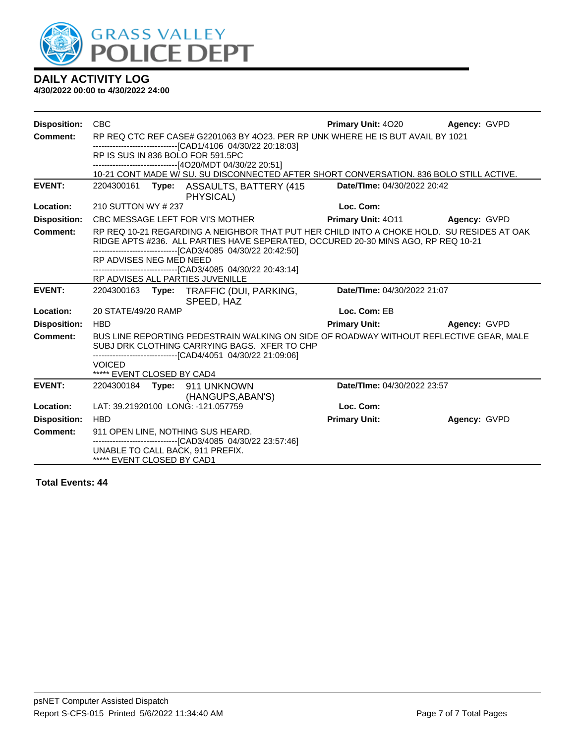# GRASS VALLEY POLICE DEPT

## DAILY ACTIVITY LOG

**4/30/2022 00:00 to 4/30/2022 24:00**

| | | | |
|---|---|---|---|
| **Disposition:** CBC | | **Primary Unit:** 4O20 | **Agency:** GVPD |

**Comment:** RP REQ CTC REF CASE# G2201063 BY 4O23. PER RP UNK WHERE HE IS BUT AVAIL BY 1021
------------------------------[CAD1/4106 04/30/22 20:18:03]
RP IS SUS IN 836 BOLO FOR 591.5PC
------------------------------[4O20/MDT 04/30/22 20:51]
10-21 CONT MADE W/ SU. SU DISCONNECTED AFTER SHORT CONVERSATION. 836 BOLO STILL ACTIVE.

---

| | | | |
|---|---|---|---|
| **EVENT:** 2204300161 | **Type:** ASSAULTS, BATTERY (415 PHYSICAL) | **Date/TIme:** 04/30/2022 20:42 | |
| **Location:** 210 SUTTON WY # 237 | | **Loc. Com:** | |
| **Disposition:** CBC MESSAGE LEFT FOR VI'S MOTHER | | **Primary Unit:** 4O11 | **Agency:** GVPD |

**Comment:** RP REQ 10-21 REGARDING A NEIGHBOR THAT PUT HER CHILD INTO A CHOKE HOLD. SU RESIDES AT OAK RIDGE APTS #236. ALL PARTIES HAVE SEPERATED, OCCURED 20-30 MINS AGO, RP REQ 10-21
------------------------------[CAD3/4085 04/30/22 20:42:50]
RP ADVISES NEG MED NEED
------------------------------[CAD3/4085 04/30/22 20:43:14]
RP ADVISES ALL PARTIES JUVENILLE

---

| | | | |
|---|---|---|---|
| **EVENT:** 2204300163 | **Type:** TRAFFIC (DUI, PARKING, SPEED, HAZ | **Date/TIme:** 04/30/2022 21:07 | |
| **Location:** 20 STATE/49/20 RAMP | | **Loc. Com:** EB | |
| **Disposition:** HBD | | **Primary Unit:** | **Agency:** GVPD |

**Comment:** BUS LINE REPORTING PEDESTRAIN WALKING ON SIDE OF ROADWAY WITHOUT REFLECTIVE GEAR, MALE SUBJ DRK CLOTHING CARRYING BAGS. XFER TO CHP
------------------------------[CAD4/4051 04/30/22 21:09:06]
VOICED
***** EVENT CLOSED BY CAD4

---

| | | | |
|---|---|---|---|
| **EVENT:** 2204300184 | **Type:** 911 UNKNOWN (HANGUPS,ABAN'S) | **Date/TIme:** 04/30/2022 23:57 | |
| **Location:** LAT: 39.21920100 LONG: -121.057759 | | **Loc. Com:** | |
| **Disposition:** HBD | | **Primary Unit:** | **Agency:** GVPD |

**Comment:** 911 OPEN LINE, NOTHING SUS HEARD.
------------------------------[CAD3/4085 04/30/22 23:57:46]
UNABLE TO CALL BACK, 911 PREFIX.
***** EVENT CLOSED BY CAD1

---

**Total Events: 44**

psNET Computer Assisted Dispatch
Report S-CFS-015 Printed 5/6/2022 11:34:40 AM